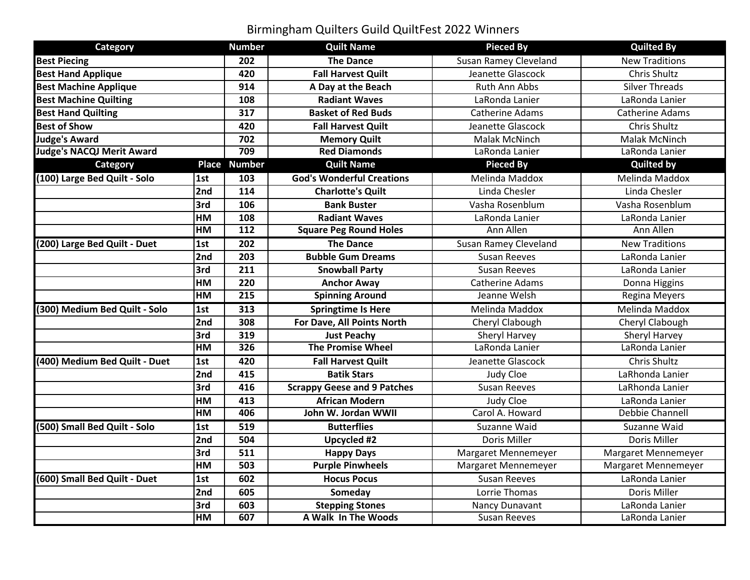# Birmingham Quilters Guild QuiltFest 2022 Winners

| Category | Number | Quilt Name | Pieced By | Quilted By |
|---|---|---|---|---|
| **Best Piecing** | **202** | **The Dance** | Susan Ramey Cleveland | New Traditions |
| **Best Hand Applique** | **420** | **Fall Harvest Quilt** | Jeanette Glascock | Chris Shultz |
| **Best Machine Applique** | **914** | **A Day at the Beach** | Ruth Ann Abbs | Silver Threads |
| **Best Machine Quilting** | **108** | **Radiant Waves** | LaRonda Lanier | LaRonda Lanier |
| **Best Hand Quilting** | **317** | **Basket of Red Buds** | Catherine Adams | Catherine Adams |
| **Best of Show** | **420** | **Fall Harvest Quilt** | Jeanette Glascock | Chris Shultz |
| **Judge's Award** | **702** | **Memory Quilt** | Malak McNinch | Malak McNinch |
| **Judge's NACQJ Merit Award** | **709** | **Red Diamonds** | LaRonda Lanier | LaRonda Lanier |

| Category | Place | Number | Quilt Name | Pieced By | Quilted by |
|---|---|---|---|---|---|
| **(100) Large Bed Quilt - Solo** | **1st** | **103** | **God's Wonderful Creations** | Melinda Maddox | Melinda Maddox |
| | **2nd** | **114** | **Charlotte's Quilt** | Linda Chesler | Linda Chesler |
| | **3rd** | **106** | **Bank Buster** | Vasha Rosenblum | Vasha Rosenblum |
| | **HM** | **108** | **Radiant Waves** | LaRonda Lanier | LaRonda Lanier |
| | **HM** | **112** | **Square Peg Round Holes** | Ann Allen | Ann Allen |
| **(200) Large Bed Quilt - Duet** | **1st** | **202** | **The Dance** | Susan Ramey Cleveland | New Traditions |
| | **2nd** | **203** | **Bubble Gum Dreams** | Susan Reeves | LaRonda Lanier |
| | **3rd** | **211** | **Snowball Party** | Susan Reeves | LaRonda Lanier |
| | **HM** | **220** | **Anchor Away** | Catherine Adams | Donna Higgins |
| | **HM** | **215** | **Spinning Around** | Jeanne Welsh | Regina Meyers |
| **(300) Medium Bed Quilt - Solo** | **1st** | **313** | **Springtime Is Here** | Melinda Maddox | Melinda Maddox |
| | **2nd** | **308** | **For Dave, All Points North** | Cheryl Clabough | Cheryl Clabough |
| | **3rd** | **319** | **Just Peachy** | Sheryl Harvey | Sheryl Harvey |
| | **HM** | **326** | **The Promise Wheel** | LaRonda Lanier | LaRonda Lanier |
| **(400) Medium Bed Quilt - Duet** | **1st** | **420** | **Fall Harvest Quilt** | Jeanette Glascock | Chris Shultz |
| | **2nd** | **415** | **Batik Stars** | Judy Cloe | LaRhonda Lanier |
| | **3rd** | **416** | **Scrappy Geese and 9 Patches** | Susan Reeves | LaRhonda Lanier |
| | **HM** | **413** | **African Modern** | Judy Cloe | LaRonda Lanier |
| | **HM** | **406** | **John W. Jordan WWII** | Carol A. Howard | Debbie Channell |
| **(500) Small Bed Quilt - Solo** | **1st** | **519** | **Butterflies** | Suzanne Waid | Suzanne Waid |
| | **2nd** | **504** | **Upcycled #2** | Doris Miller | Doris Miller |
| | **3rd** | **511** | **Happy Days** | Margaret Mennemeyer | Margaret Mennemeyer |
| | **HM** | **503** | **Purple Pinwheels** | Margaret Mennemeyer | Margaret Mennemeyer |
| **(600) Small Bed Quilt - Duet** | **1st** | **602** | **Hocus Pocus** | Susan Reeves | LaRonda Lanier |
| | **2nd** | **605** | **Someday** | Lorrie Thomas | Doris Miller |
| | **3rd** | **603** | **Stepping Stones** | Nancy Dunavant | LaRonda Lanier |
| | **HM** | **607** | **A Walk In The Woods** | Susan Reeves | LaRonda Lanier |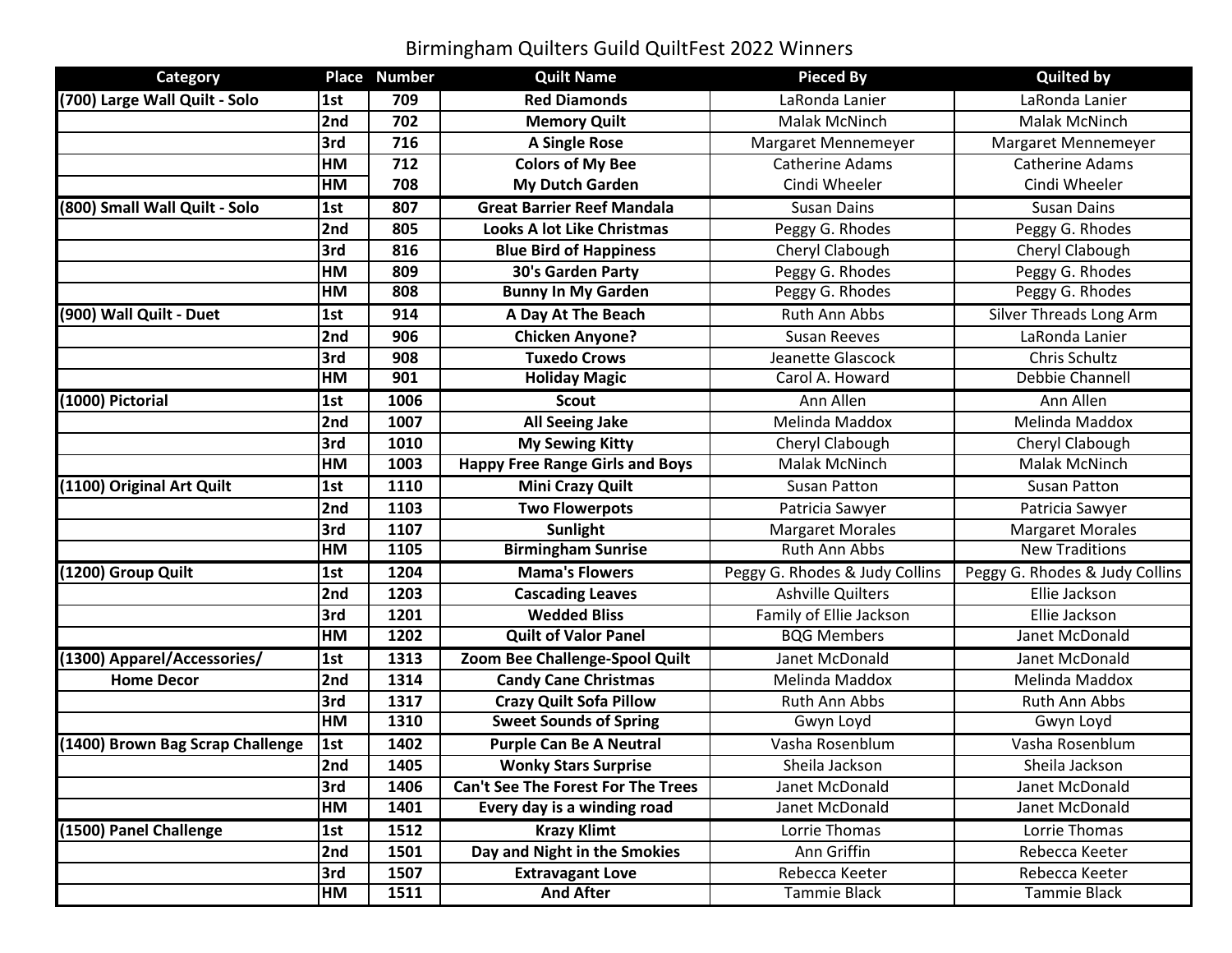# Birmingham Quilters Guild QuiltFest 2022 Winners

| Category | Place | Number | Quilt Name | Pieced By | Quilted by |
|---|---|---|---|---|---|
| (700) Large Wall Quilt - Solo | 1st | 709 | Red Diamonds | LaRonda Lanier | LaRonda Lanier |
| | 2nd | 702 | Memory Quilt | Malak McNinch | Malak McNinch |
| | 3rd | 716 | A Single Rose | Margaret Mennemeyer | Margaret Mennemeyer |
| | HM | 712 | Colors of My Bee | Catherine Adams | Catherine Adams |
| | HM | 708 | My Dutch Garden | Cindi Wheeler | Cindi Wheeler |
| (800) Small Wall Quilt - Solo | 1st | 807 | Great Barrier Reef Mandala | Susan Dains | Susan Dains |
| | 2nd | 805 | Looks A lot Like Christmas | Peggy G. Rhodes | Peggy G. Rhodes |
| | 3rd | 816 | Blue Bird of Happiness | Cheryl Clabough | Cheryl Clabough |
| | HM | 809 | 30's Garden Party | Peggy G. Rhodes | Peggy G. Rhodes |
| | HM | 808 | Bunny In My Garden | Peggy G. Rhodes | Peggy G. Rhodes |
| (900) Wall Quilt - Duet | 1st | 914 | A Day At The Beach | Ruth Ann Abbs | Silver Threads Long Arm |
| | 2nd | 906 | Chicken Anyone? | Susan Reeves | LaRonda Lanier |
| | 3rd | 908 | Tuxedo Crows | Jeanette Glascock | Chris Schultz |
| | HM | 901 | Holiday Magic | Carol A. Howard | Debbie Channell |
| (1000) Pictorial | 1st | 1006 | Scout | Ann Allen | Ann Allen |
| | 2nd | 1007 | All Seeing Jake | Melinda Maddox | Melinda Maddox |
| | 3rd | 1010 | My Sewing Kitty | Cheryl Clabough | Cheryl Clabough |
| | HM | 1003 | Happy Free Range Girls and Boys | Malak McNinch | Malak McNinch |
| (1100) Original Art Quilt | 1st | 1110 | Mini Crazy Quilt | Susan Patton | Susan Patton |
| | 2nd | 1103 | Two Flowerpots | Patricia Sawyer | Patricia Sawyer |
| | 3rd | 1107 | Sunlight | Margaret Morales | Margaret Morales |
| | HM | 1105 | Birmingham Sunrise | Ruth Ann Abbs | New Traditions |
| (1200) Group Quilt | 1st | 1204 | Mama's Flowers | Peggy G. Rhodes & Judy Collins | Peggy G. Rhodes & Judy Collins |
| | 2nd | 1203 | Cascading Leaves | Ashville Quilters | Ellie Jackson |
| | 3rd | 1201 | Wedded Bliss | Family of Ellie Jackson | Ellie Jackson |
| | HM | 1202 | Quilt of Valor Panel | BQG Members | Janet McDonald |
| (1300) Apparel/Accessories/ Home Decor | 1st | 1313 | Zoom Bee Challenge-Spool Quilt | Janet McDonald | Janet McDonald |
| | 2nd | 1314 | Candy Cane Christmas | Melinda Maddox | Melinda Maddox |
| | 3rd | 1317 | Crazy Quilt Sofa Pillow | Ruth Ann Abbs | Ruth Ann Abbs |
| | HM | 1310 | Sweet Sounds of Spring | Gwyn Loyd | Gwyn Loyd |
| (1400) Brown Bag Scrap Challenge | 1st | 1402 | Purple Can Be A Neutral | Vasha Rosenblum | Vasha Rosenblum |
| | 2nd | 1405 | Wonky Stars Surprise | Sheila Jackson | Sheila Jackson |
| | 3rd | 1406 | Can't See The Forest For The Trees | Janet McDonald | Janet McDonald |
| | HM | 1401 | Every day is a winding road | Janet McDonald | Janet McDonald |
| (1500) Panel Challenge | 1st | 1512 | Krazy Klimt | Lorrie Thomas | Lorrie Thomas |
| | 2nd | 1501 | Day and Night in the Smokies | Ann Griffin | Rebecca Keeter |
| | 3rd | 1507 | Extravagant Love | Rebecca Keeter | Rebecca Keeter |
| | HM | 1511 | And After | Tammie Black | Tammie Black |